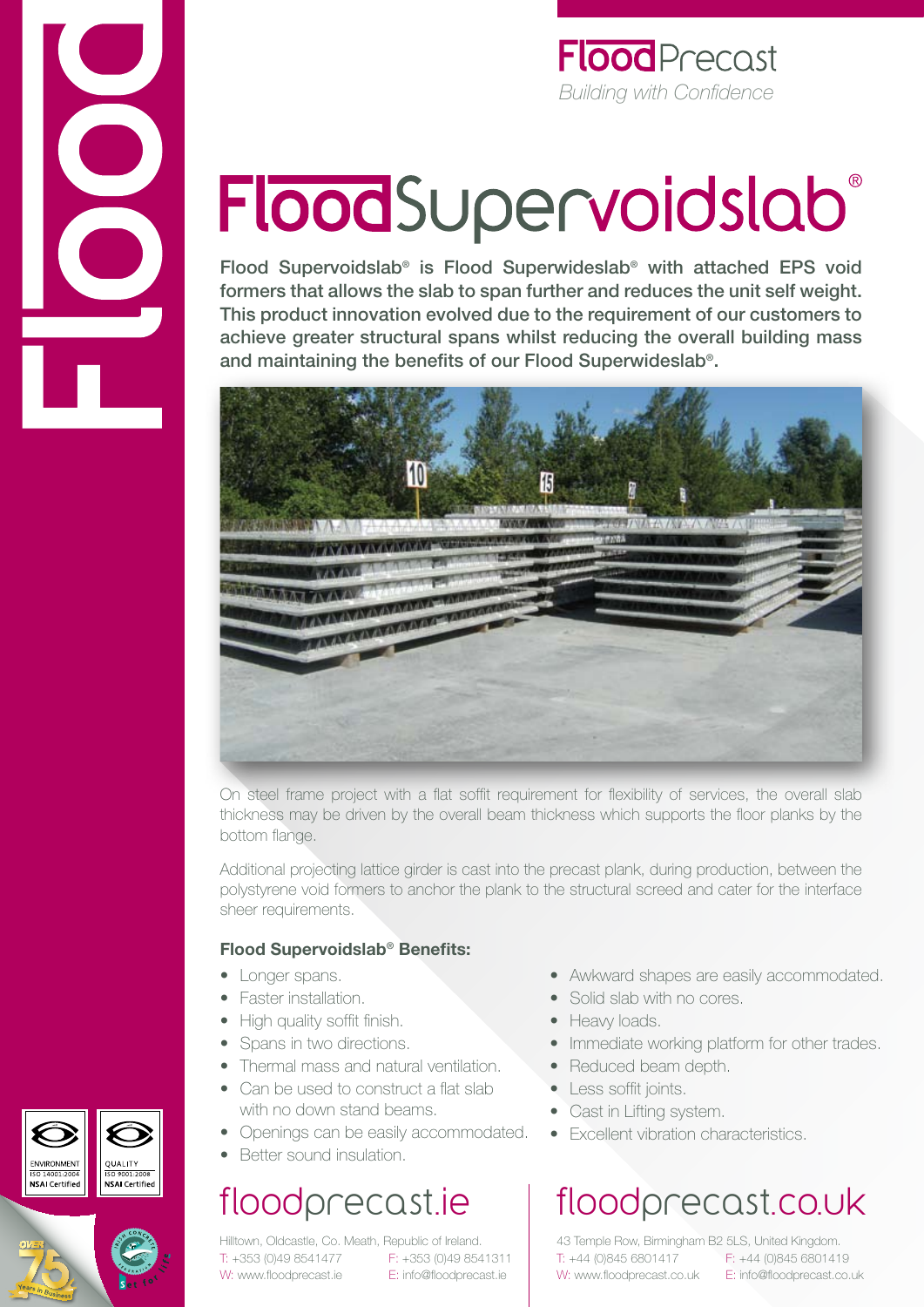# Flood Precast

*Building with Confidence*

# FloodSupervoidslab®

**Flood Supervoidslab® is Flood Superwideslab® with attached EPS void formers that allows the slab to span further and reduces the unit self weight. This product innovation evolved due to the requirement of our customers to achieve greater structural spans whilst reducing the overall building mass and maintaining the benefits of our Flood Superwideslab®.**

On steel frame project with a flat soffit requirement for flexibility of services, the overall slab thickness may be driven by the overall beam thickness which supports the floor planks by the bottom flange.

Additional projecting lattice girder is cast into the precast plank, during production, between the polystyrene void formers to anchor the plank to the structural screed and cater for the interface sheer requirements.

### Flood Supervoidslab® Benefits:

- Longer spans.
- Faster installation.
- High quality soffit finish.
- Spans in two directions.
- Thermal mass and natural ventilation.
- Can be used to construct a flat slab with no down stand beams.
- Openings can be easily accommodated.
- Better sound insulation.
- Awkward shapes are easily accommodated.
- Solid slab with no cores.
- Heavy loads.
- Immediate working platform for other trades.
- Reduced beam depth.
- Less soffit joints.
- Cast in Lifting system.
- Excellent vibration characteristics.

## floodprecast.ie

Hilltown, Oldcastle, Co. Meath, Republic of Ireland.
T: +353 (0)49 8541477 F: +353 (0)49 8541311
W: www.floodprecast.ie E: info@floodprecast.ie

## floodprecast.co.uk

43 Temple Row, Birmingham B2 5LS, United Kingdom.
T: +44 (0)845 6801417 F: +44 (0)845 6801419
W: www.floodprecast.co.uk E: info@floodprecast.co.uk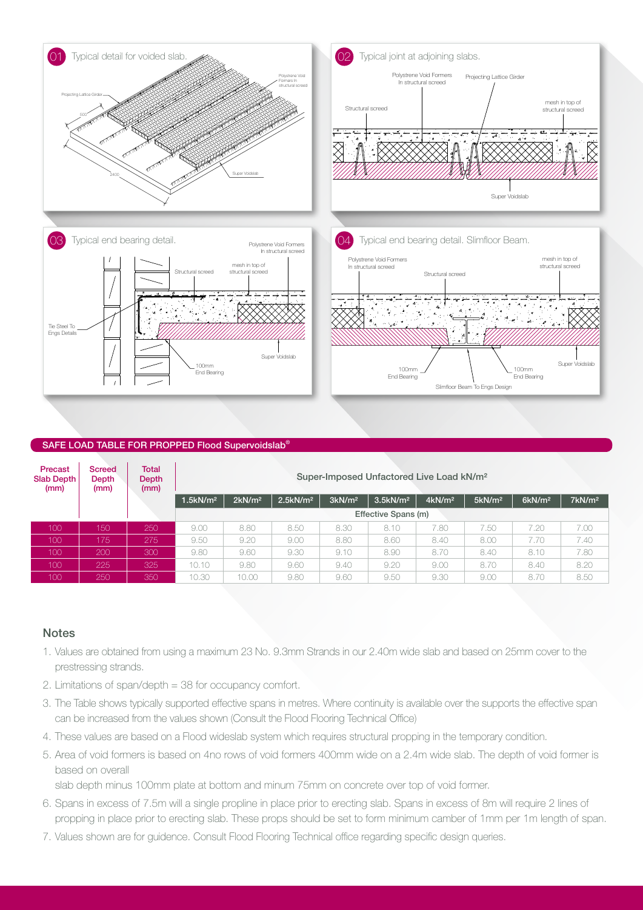01 Typical detail for voided slab.

Polystrene Void Formers In structural screed

Projecting Lattice Girder

500

2400

Super Voidslab

02 Typical joint at adjoining slabs.

Polystrene Void Formers In structural screed

Projecting Lattice Girder

Structural screed

mesh in top of structural screed

Super Voidslab

03 Typical end bearing detail.

Polystrene Void Formers In structural screed

Structural screed

mesh in top of structural screed

Tie Steel To Engs Details

Super Voidslab

100mm End Bearing

04 Typical end bearing detail. Slimfloor Beam.

Polystrene Void Formers In structural screed

mesh in top of structural screed

Structural screed

Super Voidslab

100mm End Bearing

100mm End Bearing

Slimfloor Beam To Engs Design

## SAFE LOAD TABLE FOR PROPPED Flood Supervoidslab®

| Precast Slab Depth (mm) | Screed Depth (mm) | Total Depth (mm) | Super-Imposed Unfactored Live Load kN/m² | | | | | | | | |
|---|---|---|---|---|---|---|---|---|---|---|---|
| | | | 1.5kN/m² | 2kN/m² | 2.5kN/m² | 3kN/m² | 3.5kN/m² | 4kN/m² | 5kN/m² | 6kN/m² | 7kN/m² |
| | | | Effective Spans (m) | | | | | | | | |
| 100 | 150 | 250 | 9.00 | 8.80 | 8.50 | 8.30 | 8.10 | 7.80 | 7.50 | 7.20 | 7.00 |
| 100 | 175 | 275 | 9.50 | 9.20 | 9.00 | 8.80 | 8.60 | 8.40 | 8.00 | 7.70 | 7.40 |
| 100 | 200 | 300 | 9.80 | 9.60 | 9.30 | 9.10 | 8.90 | 8.70 | 8.40 | 8.10 | 7.80 |
| 100 | 225 | 325 | 10.10 | 9.80 | 9.60 | 9.40 | 9.20 | 9.00 | 8.70 | 8.40 | 8.20 |
| 100 | 250 | 350 | 10.30 | 10.00 | 9.80 | 9.60 | 9.50 | 9.30 | 9.00 | 8.70 | 8.50 |

## Notes

1. Values are obtained from using a maximum 23 No. 9.3mm Strands in our 2.40m wide slab and based on 25mm cover to the prestressing strands.
2. Limitations of span/depth = 38 for occupancy comfort.
3. The Table shows typically supported effective spans in metres. Where continuity is available over the supports the effective span can be increased from the values shown (Consult the Flood Flooring Technical Office)
4. These values are based on a Flood wideslab system which requires structural propping in the temporary condition.
5. Area of void formers is based on 4no rows of void formers 400mm wide on a 2.4m wide slab. The depth of void former is based on overall

   slab depth minus 100mm plate at bottom and minum 75mm on concrete over top of void former.
6. Spans in excess of 7.5m will a single propline in place prior to erecting slab. Spans in excess of 8m will require 2 lines of propping in place prior to erecting slab. These props should be set to form minimum camber of 1mm per 1m length of span.
7. Values shown are for guidence. Consult Flood Flooring Technical office regarding specific design queries.